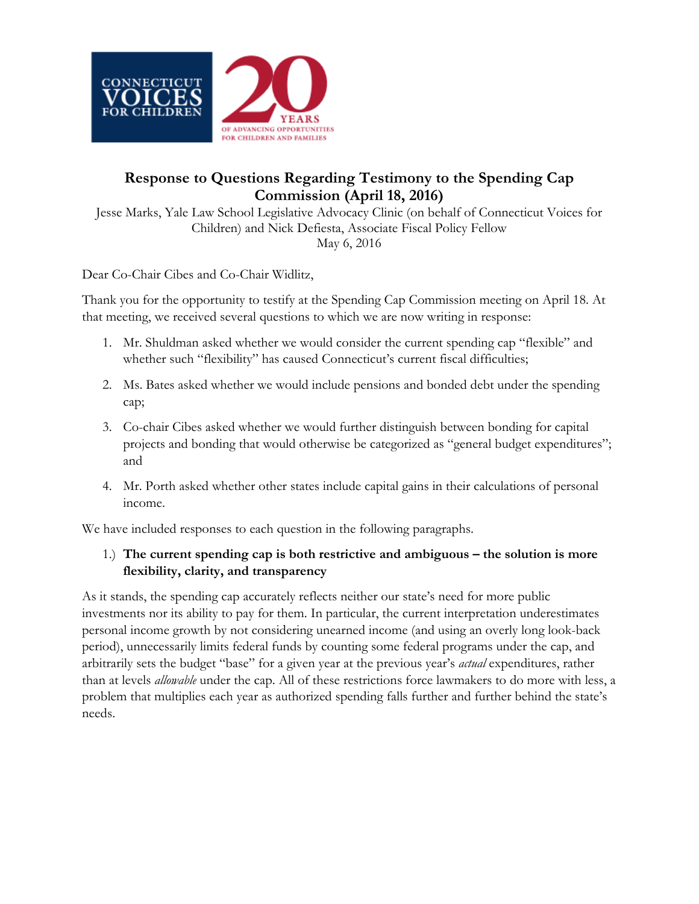# Response to Questions Regarding Testimony to the Spending Cap Commission (April 18, 2016)

Jesse Marks, Yale Law School Legislative Advocacy Clinic (on behalf of Connecticut Voices for Children) and Nick Defiesta, Associate Fiscal Policy Fellow
May 6, 2016

Dear Co-Chair Cibes and Co-Chair Widlitz,

Thank you for the opportunity to testify at the Spending Cap Commission meeting on April 18. At that meeting, we received several questions to which we are now writing in response:

1. Mr. Shuldman asked whether we would consider the current spending cap "flexible" and whether such "flexibility" has caused Connecticut's current fiscal difficulties;
2. Ms. Bates asked whether we would include pensions and bonded debt under the spending cap;
3. Co-chair Cibes asked whether we would further distinguish between bonding for capital projects and bonding that would otherwise be categorized as "general budget expenditures"; and
4. Mr. Porth asked whether other states include capital gains in their calculations of personal income.

We have included responses to each question in the following paragraphs.

1.) **The current spending cap is both restrictive and ambiguous – the solution is more flexibility, clarity, and transparency**

As it stands, the spending cap accurately reflects neither our state's need for more public investments nor its ability to pay for them. In particular, the current interpretation underestimates personal income growth by not considering unearned income (and using an overly long look-back period), unnecessarily limits federal funds by counting some federal programs under the cap, and arbitrarily sets the budget "base" for a given year at the previous year's *actual* expenditures, rather than at levels *allowable* under the cap. All of these restrictions force lawmakers to do more with less, a problem that multiplies each year as authorized spending falls further and further behind the state's needs.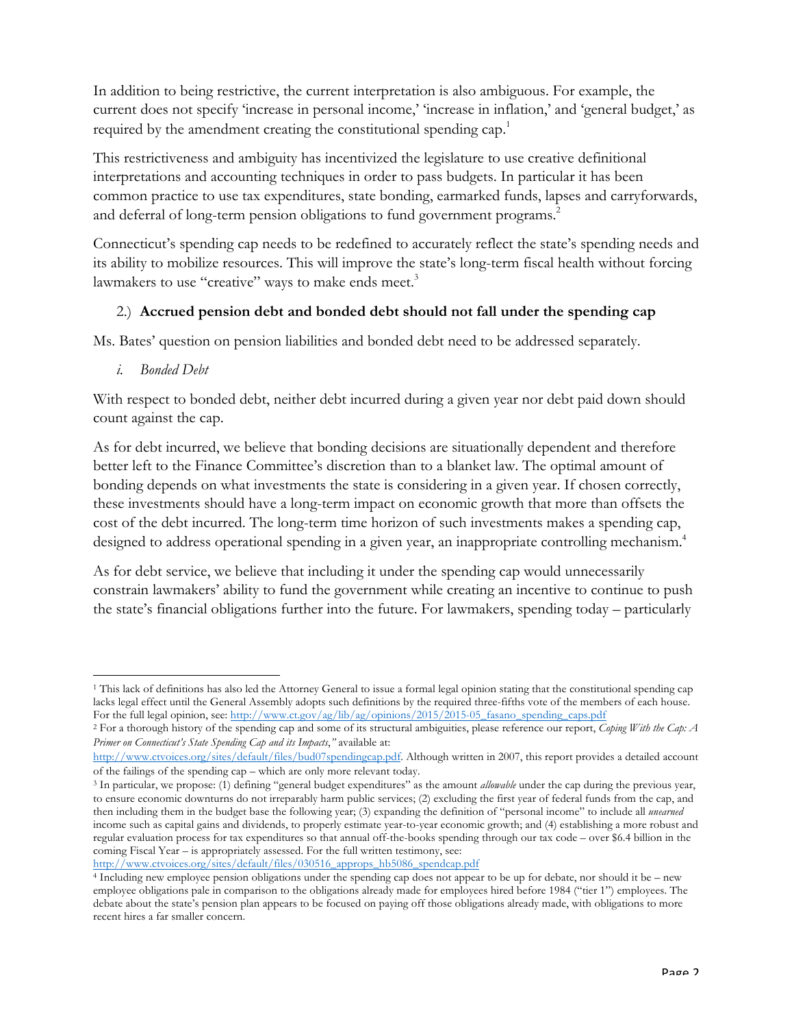In addition to being restrictive, the current interpretation is also ambiguous. For example, the current does not specify 'increase in personal income,' 'increase in inflation,' and 'general budget,' as required by the amendment creating the constitutional spending cap.[1]

This restrictiveness and ambiguity has incentivized the legislature to use creative definitional interpretations and accounting techniques in order to pass budgets. In particular it has been common practice to use tax expenditures, state bonding, earmarked funds, lapses and carryforwards, and deferral of long-term pension obligations to fund government programs.[2]

Connecticut's spending cap needs to be redefined to accurately reflect the state's spending needs and its ability to mobilize resources. This will improve the state's long-term fiscal health without forcing lawmakers to use "creative" ways to make ends meet.[3]

2.) **Accrued pension debt and bonded debt should not fall under the spending cap**

Ms. Bates' question on pension liabilities and bonded debt need to be addressed separately.

*i. Bonded Debt*

With respect to bonded debt, neither debt incurred during a given year nor debt paid down should count against the cap.

As for debt incurred, we believe that bonding decisions are situationally dependent and therefore better left to the Finance Committee's discretion than to a blanket law. The optimal amount of bonding depends on what investments the state is considering in a given year. If chosen correctly, these investments should have a long-term impact on economic growth that more than offsets the cost of the debt incurred. The long-term time horizon of such investments makes a spending cap, designed to address operational spending in a given year, an inappropriate controlling mechanism.[4]

As for debt service, we believe that including it under the spending cap would unnecessarily constrain lawmakers' ability to fund the government while creating an incentive to continue to push the state's financial obligations further into the future. For lawmakers, spending today – particularly

---

[1] This lack of definitions has also led the Attorney General to issue a formal legal opinion stating that the constitutional spending cap lacks legal effect until the General Assembly adopts such definitions by the required three-fifths vote of the members of each house. For the full legal opinion, see: http://www.ct.gov/ag/lib/ag/opinions/2015/2015-05_fasano_spending_caps.pdf

[2] For a thorough history of the spending cap and some of its structural ambiguities, please reference our report, *Coping With the Cap: A Primer on Connecticut's State Spending Cap and its Impacts,"* available at: http://www.ctvoices.org/sites/default/files/bud07spendingcap.pdf. Although written in 2007, this report provides a detailed account of the failings of the spending cap – which are only more relevant today.

[3] In particular, we propose: (1) defining "general budget expenditures" as the amount *allowable* under the cap during the previous year, to ensure economic downturns do not irreparably harm public services; (2) excluding the first year of federal funds from the cap, and then including them in the budget base the following year; (3) expanding the definition of "personal income" to include all *unearned* income such as capital gains and dividends, to properly estimate year-to-year economic growth; and (4) establishing a more robust and regular evaluation process for tax expenditures so that annual off-the-books spending through our tax code – over $6.4 billion in the coming Fiscal Year – is appropriately assessed. For the full written testimony, see: http://www.ctvoices.org/sites/default/files/030516_approps_hb5086_spendcap.pdf

[4] Including new employee pension obligations under the spending cap does not appear to be up for debate, nor should it be – new employee obligations pale in comparison to the obligations already made for employees hired before 1984 ("tier 1") employees. The debate about the state's pension plan appears to be focused on paying off those obligations already made, with obligations to more recent hires a far smaller concern.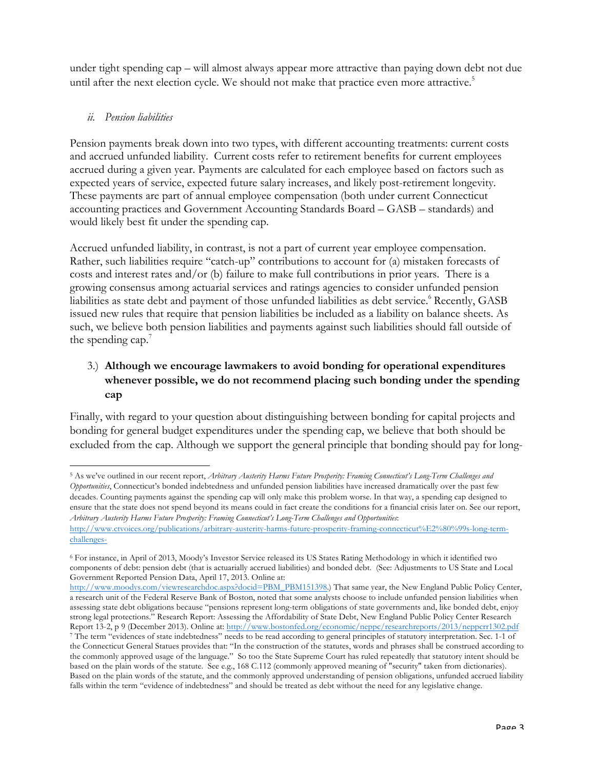under tight spending cap – will almost always appear more attractive than paying down debt not due until after the next election cycle. We should not make that practice even more attractive.[5]

*ii. Pension liabilities*

Pension payments break down into two types, with different accounting treatments: current costs and accrued unfunded liability. Current costs refer to retirement benefits for current employees accrued during a given year. Payments are calculated for each employee based on factors such as expected years of service, expected future salary increases, and likely post-retirement longevity. These payments are part of annual employee compensation (both under current Connecticut accounting practices and Government Accounting Standards Board – GASB – standards) and would likely best fit under the spending cap.

Accrued unfunded liability, in contrast, is not a part of current year employee compensation. Rather, such liabilities require "catch-up" contributions to account for (a) mistaken forecasts of costs and interest rates and/or (b) failure to make full contributions in prior years. There is a growing consensus among actuarial services and ratings agencies to consider unfunded pension liabilities as state debt and payment of those unfunded liabilities as debt service.[6] Recently, GASB issued new rules that require that pension liabilities be included as a liability on balance sheets. As such, we believe both pension liabilities and payments against such liabilities should fall outside of the spending cap.[7]

3.) **Although we encourage lawmakers to avoid bonding for operational expenditures whenever possible, we do not recommend placing such bonding under the spending cap**

Finally, with regard to your question about distinguishing between bonding for capital projects and bonding for general budget expenditures under the spending cap, we believe that both should be excluded from the cap. Although we support the general principle that bonding should pay for long-

---

[5] As we've outlined in our recent report, *Arbitrary Austerity Harms Future Prosperity: Framing Connecticut's Long-Term Challenges and Opportunities*, Connecticut's bonded indebtedness and unfunded pension liabilities have increased dramatically over the past few decades. Counting payments against the spending cap will only make this problem worse. In that way, a spending cap designed to ensure that the state does not spend beyond its means could in fact create the conditions for a financial crisis later on. See our report, *Arbitrary Austerity Harms Future Prosperity: Framing Connecticut's Long-Term Challenges and Opportunities*: http://www.ctvoices.org/publications/arbitrary-austerity-harms-future-prosperity-framing-connecticut%E2%80%99s-long-term-challenges-

[6] For instance, in April of 2013, Moody's Investor Service released its US States Rating Methodology in which it identified two components of debt: pension debt (that is actuarially accrued liabilities) and bonded debt. (See: Adjustments to US State and Local Government Reported Pension Data, April 17, 2013. Online at: http://www.moodys.com/viewresearchdoc.aspx?docid=PBM_PBM151398.) That same year, the New England Public Policy Center, a research unit of the Federal Reserve Bank of Boston, noted that some analysts choose to include unfunded pension liabilities when assessing state debt obligations because "pensions represent long-term obligations of state governments and, like bonded debt, enjoy strong legal protections." Research Report: Assessing the Affordability of State Debt, New England Public Policy Center Research Report 13-2, p 9 (December 2013). Online at: http://www.bostonfed.org/economic/neppc/researchreports/2013/neppcrr1302.pdf

[7] The term "evidences of state indebtedness" needs to be read according to general principles of statutory interpretation. Sec. 1-1 of the Connecticut General Statues provides that: "In the construction of the statutes, words and phrases shall be construed according to the commonly approved usage of the language." So too the State Supreme Court has ruled repeatedly that statutory intent should be based on the plain words of the statute. See e.g., 168 C.112 (commonly approved meaning of "security" taken from dictionaries). Based on the plain words of the statute, and the commonly approved understanding of pension obligations, unfunded accrued liability falls within the term "evidence of indebtedness" and should be treated as debt without the need for any legislative change.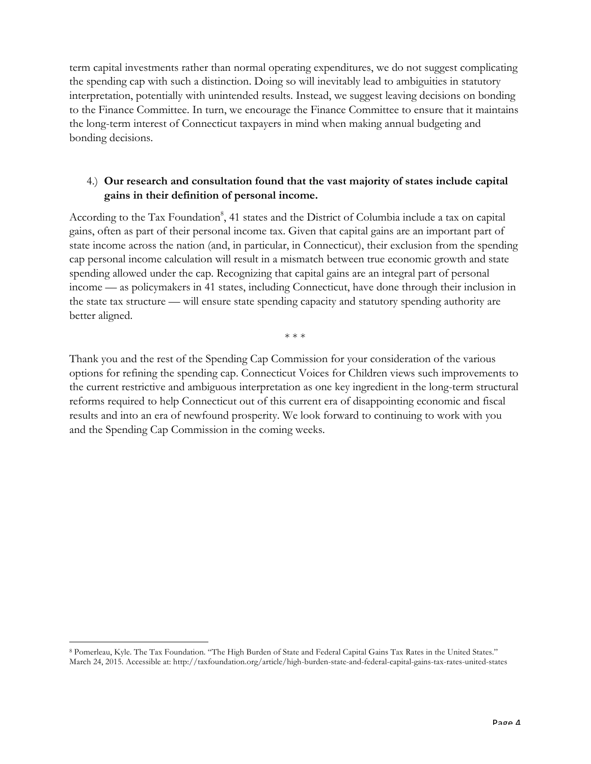term capital investments rather than normal operating expenditures, we do not suggest complicating the spending cap with such a distinction. Doing so will inevitably lead to ambiguities in statutory interpretation, potentially with unintended results. Instead, we suggest leaving decisions on bonding to the Finance Committee. In turn, we encourage the Finance Committee to ensure that it maintains the long-term interest of Connecticut taxpayers in mind when making annual budgeting and bonding decisions.

4.) **Our research and consultation found that the vast majority of states include capital gains in their definition of personal income.**

According to the Tax Foundation[8], 41 states and the District of Columbia include a tax on capital gains, often as part of their personal income tax. Given that capital gains are an important part of state income across the nation (and, in particular, in Connecticut), their exclusion from the spending cap personal income calculation will result in a mismatch between true economic growth and state spending allowed under the cap. Recognizing that capital gains are an integral part of personal income — as policymakers in 41 states, including Connecticut, have done through their inclusion in the state tax structure — will ensure state spending capacity and statutory spending authority are better aligned.

\* \* \*

Thank you and the rest of the Spending Cap Commission for your consideration of the various options for refining the spending cap. Connecticut Voices for Children views such improvements to the current restrictive and ambiguous interpretation as one key ingredient in the long-term structural reforms required to help Connecticut out of this current era of disappointing economic and fiscal results and into an era of newfound prosperity. We look forward to continuing to work with you and the Spending Cap Commission in the coming weeks.

---

[8] Pomerleau, Kyle. The Tax Foundation. "The High Burden of State and Federal Capital Gains Tax Rates in the United States." March 24, 2015. Accessible at: http://taxfoundation.org/article/high-burden-state-and-federal-capital-gains-tax-rates-united-states